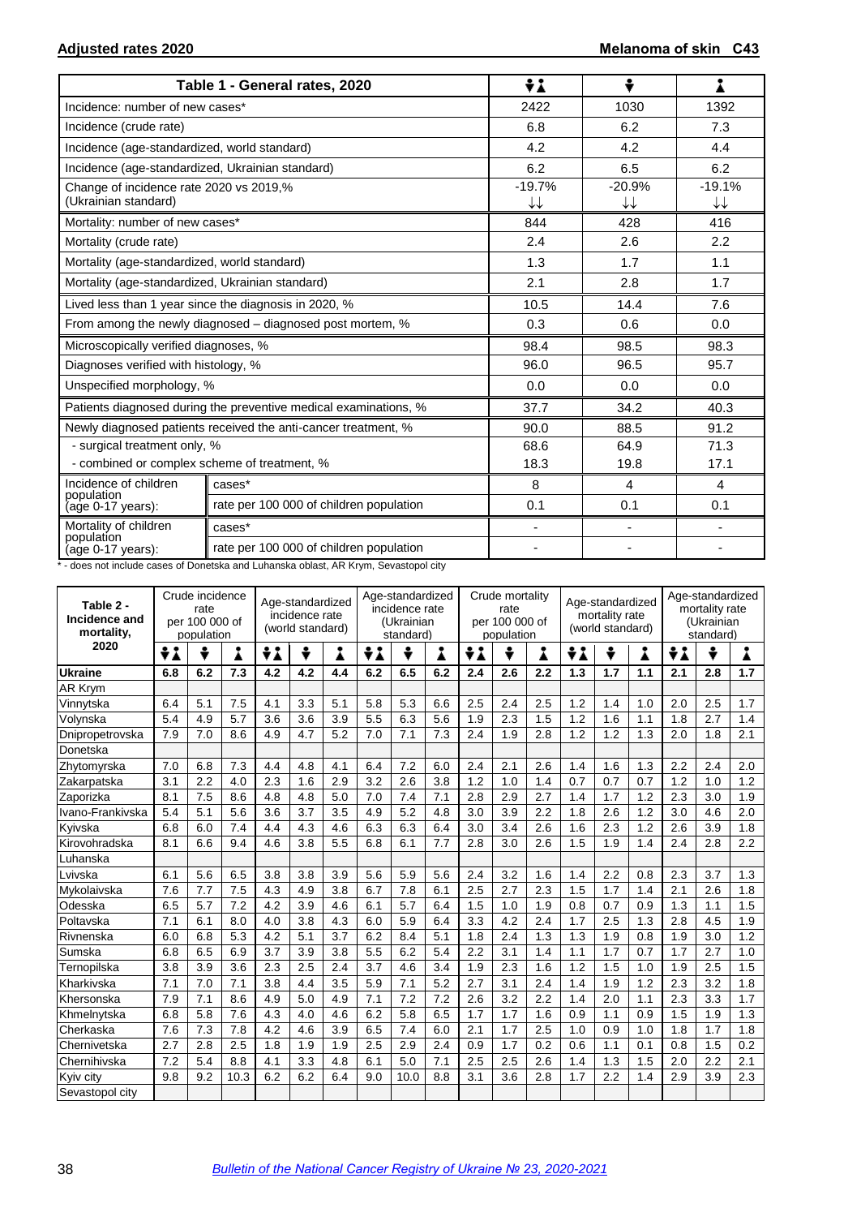**Adjusted rates 2020** **Melanoma of skin C43**

| Table 1 - General rates, 2020 | | Both sexes | Male | Female |
|---|---|---|---|---|
| Incidence: number of new cases* | | 2422 | 1030 | 1392 |
| Incidence (crude rate) | | 6.8 | 6.2 | 7.3 |
| Incidence (age-standardized, world standard) | | 4.2 | 4.2 | 4.4 |
| Incidence (age-standardized, Ukrainian standard) | | 6.2 | 6.5 | 6.2 |
| Change of incidence rate 2020 vs 2019,% (Ukrainian standard) | | -19.7% ↓↓ | -20.9% ↓↓ | -19.1% ↓↓ |
| Mortality: number of new cases* | | 844 | 428 | 416 |
| Mortality (crude rate) | | 2.4 | 2.6 | 2.2 |
| Mortality (age-standardized, world standard) | | 1.3 | 1.7 | 1.1 |
| Mortality (age-standardized, Ukrainian standard) | | 2.1 | 2.8 | 1.7 |
| Lived less than 1 year since the diagnosis in 2020, % | | 10.5 | 14.4 | 7.6 |
| From among the newly diagnosed – diagnosed post mortem, % | | 0.3 | 0.6 | 0.0 |
| Microscopically verified diagnoses, % | | 98.4 | 98.5 | 98.3 |
| Diagnoses verified with histology, % | | 96.0 | 96.5 | 95.7 |
| Unspecified morphology, % | | 0.0 | 0.0 | 0.0 |
| Patients diagnosed during the preventive medical examinations, % | | 37.7 | 34.2 | 40.3 |
| Newly diagnosed patients received the anti-cancer treatment, % | | 90.0 | 88.5 | 91.2 |
| - surgical treatment only, % | | 68.6 | 64.9 | 71.3 |
| - combined or complex scheme of treatment, % | | 18.3 | 19.8 | 17.1 |
| Incidence of children population (age 0-17 years): | cases* | 8 | 4 | 4 |
| | rate per 100 000 of children population | 0.1 | 0.1 | 0.1 |
| Mortality of children population (age 0-17 years): | cases* | - | - | - |
| | rate per 100 000 of children population | - | - | - |

\* - does not include cases of Donetska and Luhanska oblast, AR Krym, Sevastopol city

| Table 2 - Incidence and mortality, 2020 | Crude incidence rate per 100 000 of population | | | Age-standardized incidence rate (world standard) | | | Age-standardized incidence rate (Ukrainian standard) | | | Crude mortality rate per 100 000 of population | | | Age-standardized mortality rate (world standard) | | | Age-standardized mortality rate (Ukrainian standard) | | |
|---|---|---|---|---|---|---|---|---|---|---|---|---|---|---|---|---|---|---|
| | Both | Male | Female | Both | Male | Female | Both | Male | Female | Both | Male | Female | Both | Male | Female | Both | Male | Female |
| **Ukraine** | **6.8** | **6.2** | **7.3** | **4.2** | **4.2** | **4.4** | **6.2** | **6.5** | **6.2** | **2.4** | **2.6** | **2.2** | **1.3** | **1.7** | **1.1** | **2.1** | **2.8** | **1.7** |
| AR Krym | | | | | | | | | | | | | | | | | | |
| Vinnytska | 6.4 | 5.1 | 7.5 | 4.1 | 3.3 | 5.1 | 5.8 | 5.3 | 6.6 | 2.5 | 2.4 | 2.5 | 1.2 | 1.4 | 1.0 | 2.0 | 2.5 | 1.7 |
| Volynska | 5.4 | 4.9 | 5.7 | 3.6 | 3.6 | 3.9 | 5.5 | 6.3 | 5.6 | 1.9 | 2.3 | 1.5 | 1.2 | 1.6 | 1.1 | 1.8 | 2.7 | 1.4 |
| Dnipropetrovska | 7.9 | 7.0 | 8.6 | 4.9 | 4.7 | 5.2 | 7.0 | 7.1 | 7.3 | 2.4 | 1.9 | 2.8 | 1.2 | 1.2 | 1.3 | 2.0 | 1.8 | 2.1 |
| Donetska | | | | | | | | | | | | | | | | | | |
| Zhytomyrska | 7.0 | 6.8 | 7.3 | 4.4 | 4.8 | 4.1 | 6.4 | 7.2 | 6.0 | 2.4 | 2.1 | 2.6 | 1.4 | 1.6 | 1.3 | 2.2 | 2.4 | 2.0 |
| Zakarpatska | 3.1 | 2.2 | 4.0 | 2.3 | 1.6 | 2.9 | 3.2 | 2.6 | 3.8 | 1.2 | 1.0 | 1.4 | 0.7 | 0.7 | 0.7 | 1.2 | 1.0 | 1.2 |
| Zaporizka | 8.1 | 7.5 | 8.6 | 4.8 | 4.8 | 5.0 | 7.0 | 7.4 | 7.1 | 2.8 | 2.9 | 2.7 | 1.4 | 1.7 | 1.2 | 2.3 | 3.0 | 1.9 |
| Ivano-Frankivska | 5.4 | 5.1 | 5.6 | 3.6 | 3.7 | 3.5 | 4.9 | 5.2 | 4.8 | 3.0 | 3.9 | 2.2 | 1.8 | 2.6 | 1.2 | 3.0 | 4.6 | 2.0 |
| Kyivska | 6.8 | 6.0 | 7.4 | 4.4 | 4.3 | 4.6 | 6.3 | 6.3 | 6.4 | 3.0 | 3.4 | 2.6 | 1.6 | 2.3 | 1.2 | 2.6 | 3.9 | 1.8 |
| Kirovohradska | 8.1 | 6.6 | 9.4 | 4.6 | 3.8 | 5.5 | 6.8 | 6.1 | 7.7 | 2.8 | 3.0 | 2.6 | 1.5 | 1.9 | 1.4 | 2.4 | 2.8 | 2.2 |
| Luhanska | | | | | | | | | | | | | | | | | | |
| Lvivska | 6.1 | 5.6 | 6.5 | 3.8 | 3.8 | 3.9 | 5.6 | 5.9 | 5.6 | 2.4 | 3.2 | 1.6 | 1.4 | 2.2 | 0.8 | 2.3 | 3.7 | 1.3 |
| Mykolaivska | 7.6 | 7.7 | 7.5 | 4.3 | 4.9 | 3.8 | 6.7 | 7.8 | 6.1 | 2.5 | 2.7 | 2.3 | 1.5 | 1.7 | 1.4 | 2.1 | 2.6 | 1.8 |
| Odesska | 6.5 | 5.7 | 7.2 | 4.2 | 3.9 | 4.6 | 6.1 | 5.7 | 6.4 | 1.5 | 1.0 | 1.9 | 0.8 | 0.7 | 0.9 | 1.3 | 1.1 | 1.5 |
| Poltavska | 7.1 | 6.1 | 8.0 | 4.0 | 3.8 | 4.3 | 6.0 | 5.9 | 6.4 | 3.3 | 4.2 | 2.4 | 1.7 | 2.5 | 1.3 | 2.8 | 4.5 | 1.9 |
| Rivnenska | 6.0 | 6.8 | 5.3 | 4.2 | 5.1 | 3.7 | 6.2 | 8.4 | 5.1 | 1.8 | 2.4 | 1.3 | 1.3 | 1.9 | 0.8 | 1.9 | 3.0 | 1.2 |
| Sumska | 6.8 | 6.5 | 6.9 | 3.7 | 3.9 | 3.8 | 5.5 | 6.2 | 5.4 | 2.2 | 3.1 | 1.4 | 1.1 | 1.7 | 0.7 | 1.7 | 2.7 | 1.0 |
| Ternopilska | 3.8 | 3.9 | 3.6 | 2.3 | 2.5 | 2.4 | 3.7 | 4.6 | 3.4 | 1.9 | 2.3 | 1.6 | 1.2 | 1.5 | 1.0 | 1.9 | 2.5 | 1.5 |
| Kharkivska | 7.1 | 7.0 | 7.1 | 3.8 | 4.4 | 3.5 | 5.9 | 7.1 | 5.2 | 2.7 | 3.1 | 2.4 | 1.4 | 1.9 | 1.2 | 2.3 | 3.2 | 1.8 |
| Khersonska | 7.9 | 7.1 | 8.6 | 4.9 | 5.0 | 4.9 | 7.1 | 7.2 | 7.2 | 2.6 | 3.2 | 2.2 | 1.4 | 2.0 | 1.1 | 2.3 | 3.3 | 1.7 |
| Khmelnytska | 6.8 | 5.8 | 7.6 | 4.3 | 4.0 | 4.6 | 6.2 | 5.8 | 6.5 | 1.7 | 1.7 | 1.6 | 0.9 | 1.1 | 0.9 | 1.5 | 1.9 | 1.3 |
| Cherkaska | 7.6 | 7.3 | 7.8 | 4.2 | 4.6 | 3.9 | 6.5 | 7.4 | 6.0 | 2.1 | 1.7 | 2.5 | 1.0 | 0.9 | 1.0 | 1.8 | 1.7 | 1.8 |
| Chernivetska | 2.7 | 2.8 | 2.5 | 1.8 | 1.9 | 1.9 | 2.5 | 2.9 | 2.4 | 0.9 | 1.7 | 0.2 | 0.6 | 1.1 | 0.1 | 0.8 | 1.5 | 0.2 |
| Chernihivska | 7.2 | 5.4 | 8.8 | 4.1 | 3.3 | 4.8 | 6.1 | 5.0 | 7.1 | 2.5 | 2.5 | 2.6 | 1.4 | 1.3 | 1.5 | 2.0 | 2.2 | 2.1 |
| Kyiv city | 9.8 | 9.2 | 10.3 | 6.2 | 6.2 | 6.4 | 9.0 | 10.0 | 8.8 | 3.1 | 3.6 | 2.8 | 1.7 | 2.2 | 1.4 | 2.9 | 3.9 | 2.3 |
| Sevastopol city | | | | | | | | | | | | | | | | | | |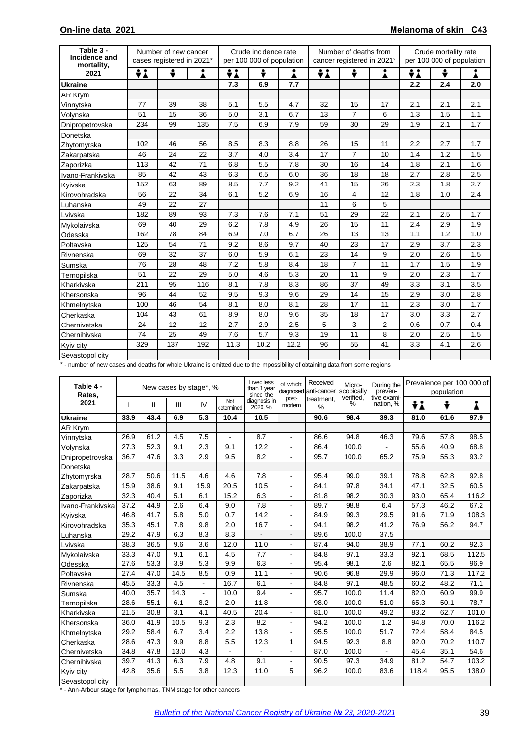**On-line data 2021** **Melanoma of skin C43**

| Table 3 - Incidence and mortality, 2021 | Number of new cancer cases registered in 2021* | | | Crude incidence rate per 100 000 of population | | | Number of deaths from cancer registered in 2021* | | | Crude mortality rate per 100 000 of population | | |
|---|---|---|---|---|---|---|---|---|---|---|---|---|
| | ♂♀ | ♂ | ♀ | ♂♀ | ♂ | ♀ | ♂♀ | ♂ | ♀ | ♂♀ | ♂ | ♀ |
| **Ukraine** | | | | 7.3 | 6.9 | 7.7 | | | | 2.2 | 2.4 | 2.0 |
| AR Krym | | | | | | | | | | | | |
| Vinnytska | 77 | 39 | 38 | 5.1 | 5.5 | 4.7 | 32 | 15 | 17 | 2.1 | 2.1 | 2.1 |
| Volynska | 51 | 15 | 36 | 5.0 | 3.1 | 6.7 | 13 | 7 | 6 | 1.3 | 1.5 | 1.1 |
| Dnipropetrovska | 234 | 99 | 135 | 7.5 | 6.9 | 7.9 | 59 | 30 | 29 | 1.9 | 2.1 | 1.7 |
| Donetska | | | | | | | | | | | | |
| Zhytomyrska | 102 | 46 | 56 | 8.5 | 8.3 | 8.8 | 26 | 15 | 11 | 2.2 | 2.7 | 1.7 |
| Zakarpatska | 46 | 24 | 22 | 3.7 | 4.0 | 3.4 | 17 | 7 | 10 | 1.4 | 1.2 | 1.5 |
| Zaporizka | 113 | 42 | 71 | 6.8 | 5.5 | 7.8 | 30 | 16 | 14 | 1.8 | 2.1 | 1.6 |
| Ivano-Frankivska | 85 | 42 | 43 | 6.3 | 6.5 | 6.0 | 36 | 18 | 18 | 2.7 | 2.8 | 2.5 |
| Kyivska | 152 | 63 | 89 | 8.5 | 7.7 | 9.2 | 41 | 15 | 26 | 2.3 | 1.8 | 2.7 |
| Kirovohradska | 56 | 22 | 34 | 6.1 | 5.2 | 6.9 | 16 | 4 | 12 | 1.8 | 1.0 | 2.4 |
| Luhanska | 49 | 22 | 27 | | | | 11 | 6 | 5 | | | |
| Lvivska | 182 | 89 | 93 | 7.3 | 7.6 | 7.1 | 51 | 29 | 22 | 2.1 | 2.5 | 1.7 |
| Mykolaivska | 69 | 40 | 29 | 6.2 | 7.8 | 4.9 | 26 | 15 | 11 | 2.4 | 2.9 | 1.9 |
| Odesska | 162 | 78 | 84 | 6.9 | 7.0 | 6.7 | 26 | 13 | 13 | 1.1 | 1.2 | 1.0 |
| Poltavska | 125 | 54 | 71 | 9.2 | 8.6 | 9.7 | 40 | 23 | 17 | 2.9 | 3.7 | 2.3 |
| Rivnenska | 69 | 32 | 37 | 6.0 | 5.9 | 6.1 | 23 | 14 | 9 | 2.0 | 2.6 | 1.5 |
| Sumska | 76 | 28 | 48 | 7.2 | 5.8 | 8.4 | 18 | 7 | 11 | 1.7 | 1.5 | 1.9 |
| Ternopilska | 51 | 22 | 29 | 5.0 | 4.6 | 5.3 | 20 | 11 | 9 | 2.0 | 2.3 | 1.7 |
| Kharkivska | 211 | 95 | 116 | 8.1 | 7.8 | 8.3 | 86 | 37 | 49 | 3.3 | 3.1 | 3.5 |
| Khersonska | 96 | 44 | 52 | 9.5 | 9.3 | 9.6 | 29 | 14 | 15 | 2.9 | 3.0 | 2.8 |
| Khmelnytska | 100 | 46 | 54 | 8.1 | 8.0 | 8.1 | 28 | 17 | 11 | 2.3 | 3.0 | 1.7 |
| Cherkaska | 104 | 43 | 61 | 8.9 | 8.0 | 9.6 | 35 | 18 | 17 | 3.0 | 3.3 | 2.7 |
| Chernivetska | 24 | 12 | 12 | 2.7 | 2.9 | 2.5 | 5 | 3 | 2 | 0.6 | 0.7 | 0.4 |
| Chernihivska | 74 | 25 | 49 | 7.6 | 5.7 | 9.3 | 19 | 11 | 8 | 2.0 | 2.5 | 1.5 |
| Kyiv city | 329 | 137 | 192 | 11.3 | 10.2 | 12.2 | 96 | 55 | 41 | 3.3 | 4.1 | 2.6 |
| Sevastopol city | | | | | | | | | | | | |

\* - number of new cases and deaths for whole Ukraine is omitted due to the impossibility of obtaining data from some regions

| Table 4 - Rates, 2021 | New cases by stage*, % | | | | | Lived less than 1 year since the diagnosis in 2020, % | of which: diagnosed post-mortem | Received anti-cancer treatment, % | Micro-scopically verified, % | During the preven-tive exami-nation, % | Prevalence per 100 000 of population | | |
|---|---|---|---|---|---|---|---|---|---|---|---|---|---|
| | I | II | III | IV | Not determined | | | | | | ♂♀ | ♂ | ♀ |
| **Ukraine** | **33.9** | **43.4** | **6.9** | **5.3** | **10.4** | **10.5** | | **90.6** | **98.4** | **39.3** | **81.0** | **61.6** | **97.9** |
| AR Krym | | | | | | | | | | | | | |
| Vinnytska | 26.9 | 61.2 | 4.5 | 7.5 | - | 8.7 | - | 86.6 | 94.8 | 46.3 | 79.6 | 57.8 | 98.5 |
| Volynska | 27.3 | 52.3 | 9.1 | 2.3 | 9.1 | 12.2 | - | 86.4 | 100.0 | - | 55.6 | 40.9 | 68.8 |
| Dnipropetrovska | 36.7 | 47.6 | 3.3 | 2.9 | 9.5 | 8.2 | - | 95.7 | 100.0 | 65.2 | 75.9 | 55.3 | 93.2 |
| Donetska | | | | | | | | | | | | | |
| Zhytomyrska | 28.7 | 50.6 | 11.5 | 4.6 | 4.6 | 7.8 | - | 95.4 | 99.0 | 39.1 | 78.8 | 62.8 | 92.8 |
| Zakarpatska | 15.9 | 38.6 | 9.1 | 15.9 | 20.5 | 10.5 | - | 84.1 | 97.8 | 34.1 | 47.1 | 32.5 | 60.5 |
| Zaporizka | 32.3 | 40.4 | 5.1 | 6.1 | 15.2 | 6.3 | - | 81.8 | 98.2 | 30.3 | 93.0 | 65.4 | 116.2 |
| Ivano-Frankivska | 37.2 | 44.9 | 2.6 | 6.4 | 9.0 | 7.8 | - | 89.7 | 98.8 | 6.4 | 57.3 | 46.2 | 67.2 |
| Kyivska | 46.8 | 41.7 | 5.8 | 5.0 | 0.7 | 14.2 | - | 84.9 | 99.3 | 29.5 | 91.6 | 71.9 | 108.3 |
| Kirovohradska | 35.3 | 45.1 | 7.8 | 9.8 | 2.0 | 16.7 | - | 94.1 | 98.2 | 41.2 | 76.9 | 56.2 | 94.7 |
| Luhanska | 29.2 | 47.9 | 6.3 | 8.3 | 8.3 | - | - | 89.6 | 100.0 | 37.5 | | | |
| Lvivska | 38.3 | 36.5 | 9.6 | 3.6 | 12.0 | 11.0 | - | 87.4 | 94.0 | 38.9 | 77.1 | 60.2 | 92.3 |
| Mykolaivska | 33.3 | 47.0 | 9.1 | 6.1 | 4.5 | 7.7 | - | 84.8 | 97.1 | 33.3 | 92.1 | 68.5 | 112.5 |
| Odesska | 27.6 | 53.3 | 3.9 | 5.3 | 9.9 | 6.3 | - | 95.4 | 98.1 | 2.6 | 82.1 | 65.5 | 96.9 |
| Poltavska | 27.4 | 47.0 | 14.5 | 8.5 | 0.9 | 11.1 | - | 90.6 | 96.8 | 29.9 | 96.0 | 71.3 | 117.2 |
| Rivnenska | 45.5 | 33.3 | 4.5 | - | 16.7 | 6.1 | - | 84.8 | 97.1 | 48.5 | 60.2 | 48.2 | 71.1 |
| Sumska | 40.0 | 35.7 | 14.3 | - | 10.0 | 9.4 | - | 95.7 | 100.0 | 11.4 | 82.0 | 60.9 | 99.9 |
| Ternopilska | 28.6 | 55.1 | 6.1 | 8.2 | 2.0 | 11.8 | - | 98.0 | 100.0 | 51.0 | 65.3 | 50.1 | 78.7 |
| Kharkivska | 21.5 | 30.8 | 3.1 | 4.1 | 40.5 | 20.4 | - | 81.0 | 100.0 | 49.2 | 83.2 | 62.7 | 101.0 |
| Khersonska | 36.0 | 41.9 | 10.5 | 9.3 | 2.3 | 8.2 | - | 94.2 | 100.0 | 1.2 | 94.8 | 70.0 | 116.2 |
| Khmelnytska | 29.2 | 58.4 | 6.7 | 3.4 | 2.2 | 13.8 | - | 95.5 | 100.0 | 51.7 | 72.4 | 58.4 | 84.5 |
| Cherkaska | 28.6 | 47.3 | 9.9 | 8.8 | 5.5 | 12.3 | 1 | 94.5 | 92.3 | 8.8 | 92.0 | 70.2 | 110.7 |
| Chernivetska | 34.8 | 47.8 | 13.0 | 4.3 | - | - | - | 87.0 | 100.0 | - | 45.4 | 35.1 | 54.6 |
| Chernihivska | 39.7 | 41.3 | 6.3 | 7.9 | 4.8 | 9.1 | - | 90.5 | 97.3 | 34.9 | 81.2 | 54.7 | 103.2 |
| Kyiv city | 42.8 | 35.6 | 5.5 | 3.8 | 12.3 | 11.0 | 5 | 96.2 | 100.0 | 83.6 | 118.4 | 95.5 | 138.0 |
| Sevastopol city | | | | | | | | | | | | | |

\* - Ann-Arbour stage for lymphomas, TNM stage for other cancers

*Bulletin of the National Cancer Registry of Ukraine № 23, 2020-2021*